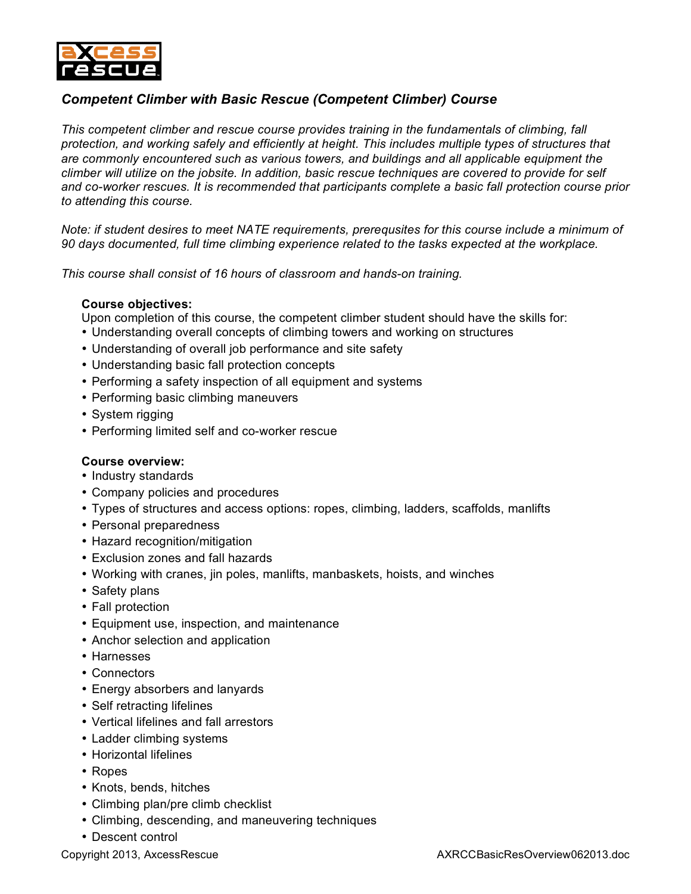## *Competent Climber with Basic Rescue (Competent Climber) Course*

*This competent climber and rescue course provides training in the fundamentals of climbing, fall protection, and working safely and efficiently at height. This includes multiple types of structures that are commonly encountered such as various towers, and buildings and all applicable equipment the climber will utilize on the jobsite. In addition, basic rescue techniques are covered to provide for self and co-worker rescues. It is recommended that participants complete a basic fall protection course prior to attending this course.*

*Note: if student desires to meet NATE requirements, prerequsites for this course include a minimum of 90 days documented, full time climbing experience related to the tasks expected at the workplace.*

*This course shall consist of 16 hours of classroom and hands-on training.*

**Course objectives:**

Upon completion of this course, the competent climber student should have the skills for:

- Understanding overall concepts of climbing towers and working on structures
- Understanding of overall job performance and site safety
- Understanding basic fall protection concepts
- Performing a safety inspection of all equipment and systems
- Performing basic climbing maneuvers
- System rigging
- Performing limited self and co-worker rescue

**Course overview:**

- Industry standards
- Company policies and procedures
- Types of structures and access options: ropes, climbing, ladders, scaffolds, manlifts
- Personal preparedness
- Hazard recognition/mitigation
- Exclusion zones and fall hazards
- Working with cranes, jin poles, manlifts, manbaskets, hoists, and winches
- Safety plans
- Fall protection
- Equipment use, inspection, and maintenance
- Anchor selection and application
- Harnesses
- Connectors
- Energy absorbers and lanyards
- Self retracting lifelines
- Vertical lifelines and fall arrestors
- Ladder climbing systems
- Horizontal lifelines
- Ropes
- Knots, bends, hitches
- Climbing plan/pre climb checklist
- Climbing, descending, and maneuvering techniques
- Descent control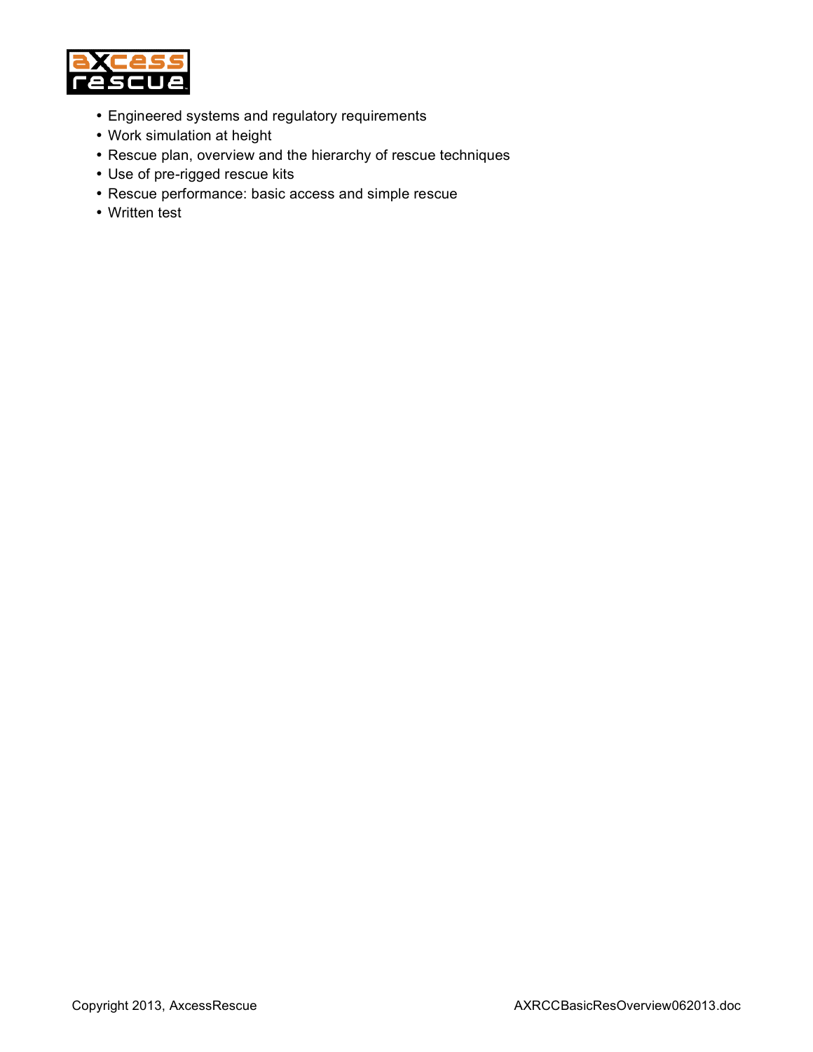- Engineered systems and regulatory requirements
- Work simulation at height
- Rescue plan, overview and the hierarchy of rescue techniques
- Use of pre-rigged rescue kits
- Rescue performance: basic access and simple rescue
- Written test